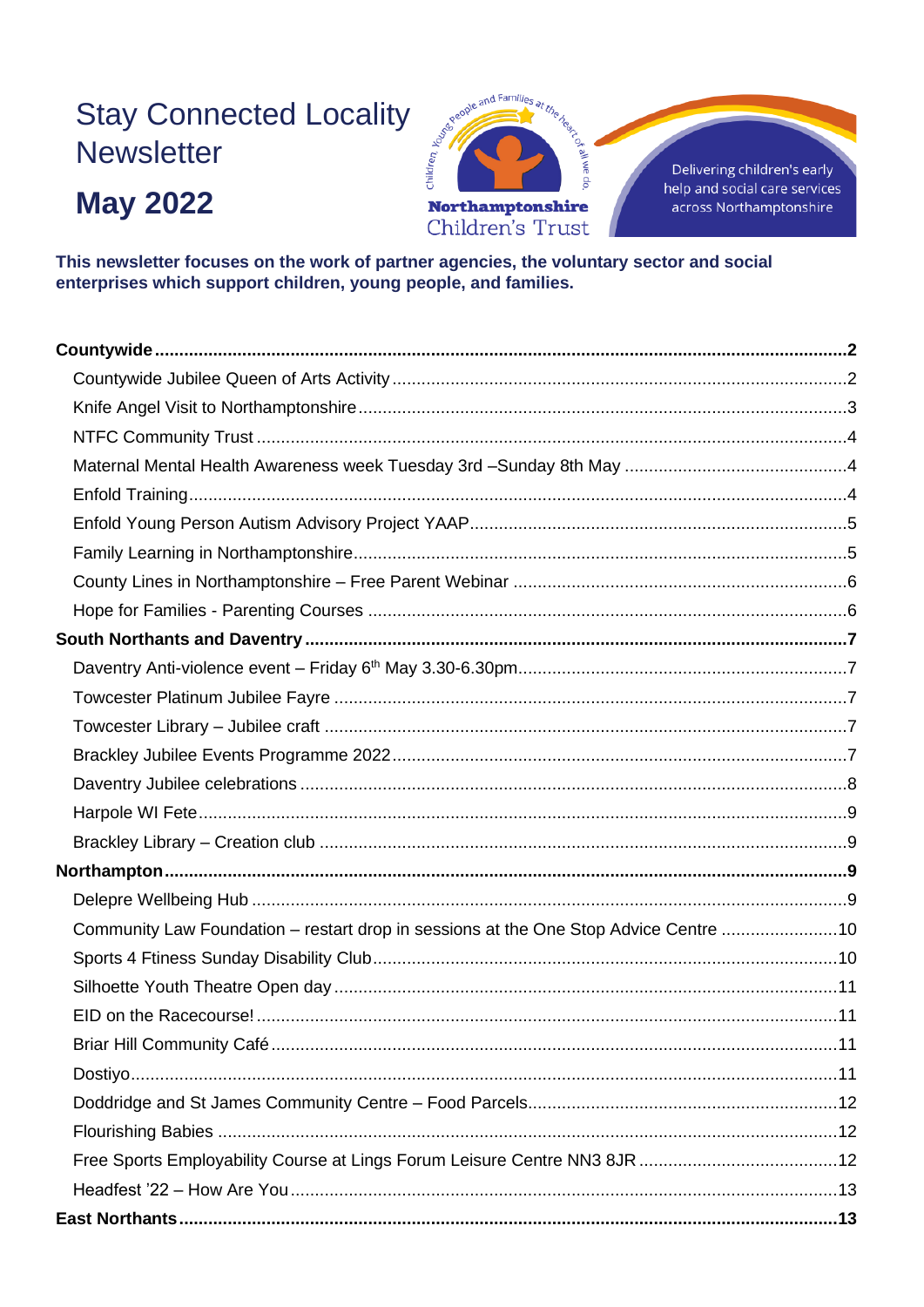# Stay Connected Locality Newsletter

# May 2022

Children, Young People and Families at the heart of all we do.

Northamptonshire Children's Trust

Delivering children's early help and social care services across Northamptonshire

**This newsletter focuses on the work of partner agencies, the voluntary sector and social enterprises which support children, young people, and families.**

**Countywide** .......... **2**

- Countywide Jubilee Queen of Arts Activity .......... 2
- Knife Angel Visit to Northamptonshire .......... 3
- NTFC Community Trust .......... 4
- Maternal Mental Health Awareness week Tuesday 3rd –Sunday 8th May .......... 4
- Enfold Training .......... 4
- Enfold Young Person Autism Advisory Project YAAP .......... 5
- Family Learning in Northamptonshire .......... 5
- County Lines in Northamptonshire – Free Parent Webinar .......... 6
- Hope for Families - Parenting Courses .......... 6

**South Northants and Daventry** .......... **7**

- Daventry Anti-violence event – Friday 6th May 3.30-6.30pm .......... 7
- Towcester Platinum Jubilee Fayre .......... 7
- Towcester Library – Jubilee craft .......... 7
- Brackley Jubilee Events Programme 2022 .......... 7
- Daventry Jubilee celebrations .......... 8
- Harpole WI Fete .......... 9
- Brackley Library – Creation club .......... 9

**Northampton** .......... **9**

- Delepre Wellbeing Hub .......... 9
- Community Law Foundation – restart drop in sessions at the One Stop Advice Centre .......... 10
- Sports 4 Ftiness Sunday Disability Club .......... 10
- Silhoette Youth Theatre Open day .......... 11
- EID on the Racecourse! .......... 11
- Briar Hill Community Café .......... 11
- Dostiyo .......... 11
- Doddridge and St James Community Centre – Food Parcels .......... 12
- Flourishing Babies .......... 12
- Free Sports Employability Course at Lings Forum Leisure Centre NN3 8JR .......... 12
- Headfest '22 – How Are You .......... 13

**East Northants** .......... **13**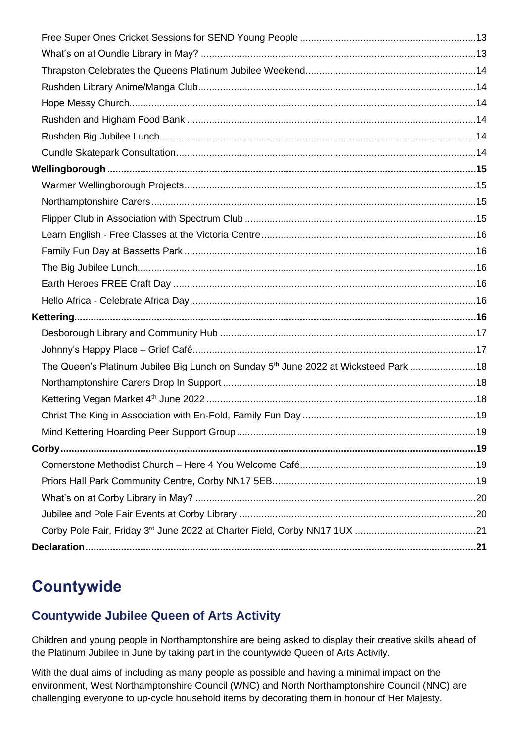- Free Super Ones Cricket Sessions for SEND Young People ...13
- What's on at Oundle Library in May? ...13
- Thrapston Celebrates the Queens Platinum Jubilee Weekend...14
- Rushden Library Anime/Manga Club...14
- Hope Messy Church...14
- Rushden and Higham Food Bank ...14
- Rushden Big Jubilee Lunch...14
- Oundle Skatepark Consultation...14

**Wellingborough ...15**

- Warmer Wellingborough Projects...15
- Northamptonshire Carers...15
- Flipper Club in Association with Spectrum Club ...15
- Learn English - Free Classes at the Victoria Centre...16
- Family Fun Day at Bassetts Park ...16
- The Big Jubilee Lunch...16
- Earth Heroes FREE Craft Day ...16
- Hello Africa - Celebrate Africa Day...16

**Kettering...16**

- Desborough Library and Community Hub ...17
- Johnny's Happy Place – Grief Café...17
- The Queen's Platinum Jubilee Big Lunch on Sunday 5th June 2022 at Wicksteed Park ...18
- Northamptonshire Carers Drop In Support ...18
- Kettering Vegan Market 4th June 2022 ...18
- Christ The King in Association with En-Fold, Family Fun Day ...19
- Mind Kettering Hoarding Peer Support Group...19

**Corby...19**

- Cornerstone Methodist Church – Here 4 You Welcome Café...19
- Priors Hall Park Community Centre, Corby NN17 5EB...19
- What's on at Corby Library in May? ...20
- Jubilee and Pole Fair Events at Corby Library ...20
- Corby Pole Fair, Friday 3rd June 2022 at Charter Field, Corby NN17 1UX ...21

**Declaration...21**

# Countywide

## Countywide Jubilee Queen of Arts Activity

Children and young people in Northamptonshire are being asked to display their creative skills ahead of the Platinum Jubilee in June by taking part in the countywide Queen of Arts Activity.

With the dual aims of including as many people as possible and having a minimal impact on the environment, West Northamptonshire Council (WNC) and North Northamptonshire Council (NNC) are challenging everyone to up-cycle household items by decorating them in honour of Her Majesty.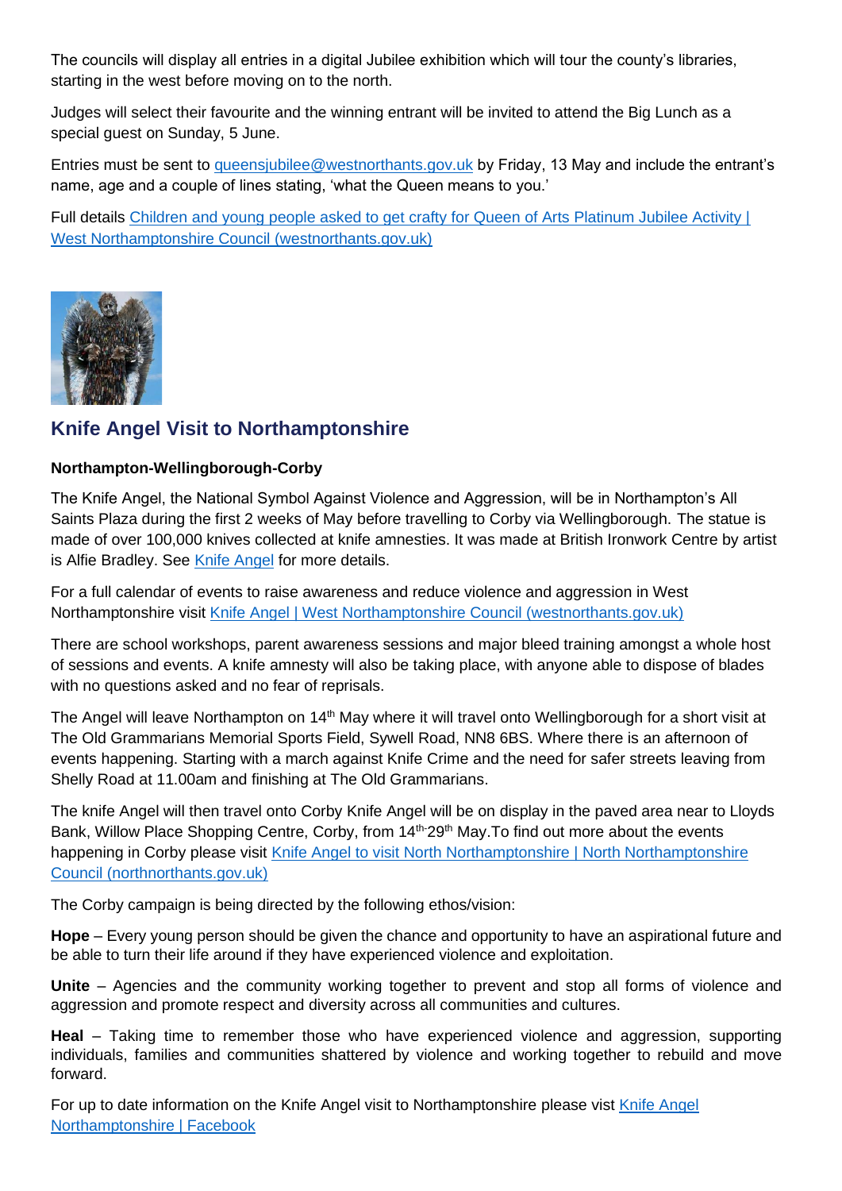The councils will display all entries in a digital Jubilee exhibition which will tour the county's libraries, starting in the west before moving on to the north.

Judges will select their favourite and the winning entrant will be invited to attend the Big Lunch as a special guest on Sunday, 5 June.

Entries must be sent to queensjubilee@westnorthants.gov.uk by Friday, 13 May and include the entrant's name, age and a couple of lines stating, 'what the Queen means to you.'

Full details [Children and young people asked to get crafty for Queen of Arts Platinum Jubilee Activity | West Northamptonshire Council (westnorthants.gov.uk)]()

## Knife Angel Visit to Northamptonshire

**Northampton-Wellingborough-Corby**

The Knife Angel, the National Symbol Against Violence and Aggression, will be in Northampton's All Saints Plaza during the first 2 weeks of May before travelling to Corby via Wellingborough. The statue is made of over 100,000 knives collected at knife amnesties. It was made at British Ironwork Centre by artist is Alfie Bradley. See [Knife Angel]() for more details.

For a full calendar of events to raise awareness and reduce violence and aggression in West Northamptonshire visit [Knife Angel | West Northamptonshire Council (westnorthants.gov.uk)]()

There are school workshops, parent awareness sessions and major bleed training amongst a whole host of sessions and events. A knife amnesty will also be taking place, with anyone able to dispose of blades with no questions asked and no fear of reprisals.

The Angel will leave Northampton on 14th May where it will travel onto Wellingborough for a short visit at The Old Grammarians Memorial Sports Field, Sywell Road, NN8 6BS. Where there is an afternoon of events happening. Starting with a march against Knife Crime and the need for safer streets leaving from Shelly Road at 11.00am and finishing at The Old Grammarians.

The knife Angel will then travel onto Corby Knife Angel will be on display in the paved area near to Lloyds Bank, Willow Place Shopping Centre, Corby, from 14th-29th May.To find out more about the events happening in Corby please visit [Knife Angel to visit North Northamptonshire | North Northamptonshire Council (northnorthants.gov.uk)]()

The Corby campaign is being directed by the following ethos/vision:

**Hope** – Every young person should be given the chance and opportunity to have an aspirational future and be able to turn their life around if they have experienced violence and exploitation.

**Unite** – Agencies and the community working together to prevent and stop all forms of violence and aggression and promote respect and diversity across all communities and cultures.

**Heal** – Taking time to remember those who have experienced violence and aggression, supporting individuals, families and communities shattered by violence and working together to rebuild and move forward.

For up to date information on the Knife Angel visit to Northamptonshire please visit [Knife Angel Northamptonshire | Facebook]()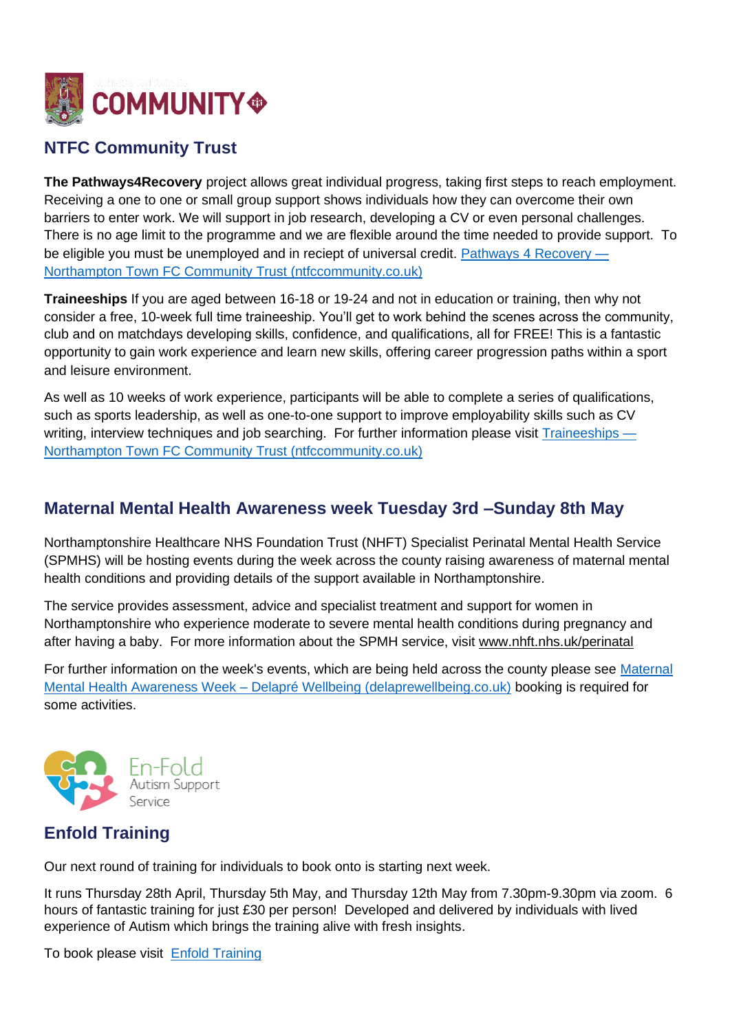## NTFC Community Trust

**The Pathways4Recovery** project allows great individual progress, taking first steps to reach employment. Receiving a one to one or small group support shows individuals how they can overcome their own barriers to enter work. We will support in job research, developing a CV or even personal challenges. There is no age limit to the programme and we are flexible around the time needed to provide support. To be eligible you must be unemployed and in reciept of universal credit. [Pathways 4 Recovery — Northampton Town FC Community Trust (ntfccommunity.co.uk)]

**Traineeships** If you are aged between 16-18 or 19-24 and not in education or training, then why not consider a free, 10-week full time traineeship. You'll get to work behind the scenes across the community, club and on matchdays developing skills, confidence, and qualifications, all for FREE! This is a fantastic opportunity to gain work experience and learn new skills, offering career progression paths within a sport and leisure environment.

As well as 10 weeks of work experience, participants will be able to complete a series of qualifications, such as sports leadership, as well as one-to-one support to improve employability skills such as CV writing, interview techniques and job searching. For further information please visit [Traineeships — Northampton Town FC Community Trust (ntfccommunity.co.uk)]

## Maternal Mental Health Awareness week Tuesday 3rd –Sunday 8th May

Northamptonshire Healthcare NHS Foundation Trust (NHFT) Specialist Perinatal Mental Health Service (SPMHS) will be hosting events during the week across the county raising awareness of maternal mental health conditions and providing details of the support available in Northamptonshire.

The service provides assessment, advice and specialist treatment and support for women in Northamptonshire who experience moderate to severe mental health conditions during pregnancy and after having a baby. For more information about the SPMH service, visit www.nhft.nhs.uk/perinatal

For further information on the week's events, which are being held across the county please see [Maternal Mental Health Awareness Week – Delapré Wellbeing (delaprewellbeing.co.uk)] booking is required for some activities.

## Enfold Training

Our next round of training for individuals to book onto is starting next week.

It runs Thursday 28th April, Thursday 5th May, and Thursday 12th May from 7.30pm-9.30pm via zoom. 6 hours of fantastic training for just £30 per person! Developed and delivered by individuals with lived experience of Autism which brings the training alive with fresh insights.

To book please visit [Enfold Training]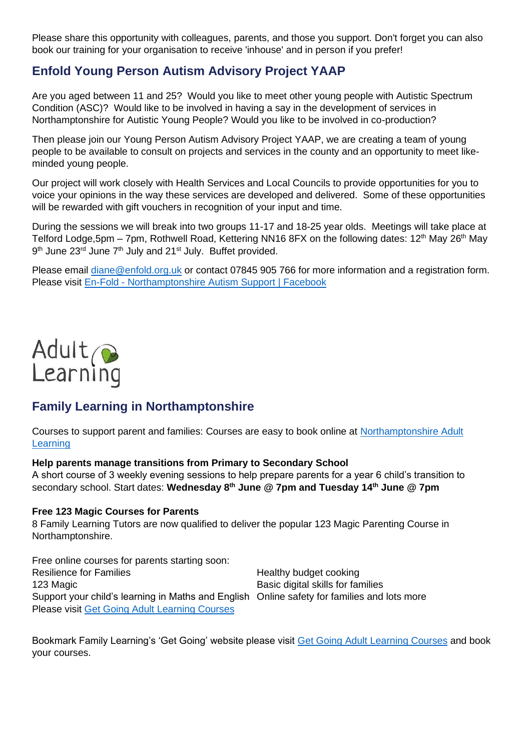Please share this opportunity with colleagues, parents, and those you support. Don't forget you can also book our training for your organisation to receive 'inhouse' and in person if you prefer!

## Enfold Young Person Autism Advisory Project YAAP

Are you aged between 11 and 25? Would you like to meet other young people with Autistic Spectrum Condition (ASC)? Would like to be involved in having a say in the development of services in Northamptonshire for Autistic Young People? Would you like to be involved in co-production?

Then please join our Young Person Autism Advisory Project YAAP, we are creating a team of young people to be available to consult on projects and services in the county and an opportunity to meet like-minded young people.

Our project will work closely with Health Services and Local Councils to provide opportunities for you to voice your opinions in the way these services are developed and delivered. Some of these opportunities will be rewarded with gift vouchers in recognition of your input and time.

During the sessions we will break into two groups 11-17 and 18-25 year olds. Meetings will take place at Telford Lodge,5pm – 7pm, Rothwell Road, Kettering NN16 8FX on the following dates: 12th May 26th May 9th June 23rd June 7th July and 21st July. Buffet provided.

Please email diane@enfold.org.uk or contact 07845 905 766 for more information and a registration form. Please visit En-Fold - Northamptonshire Autism Support | Facebook

Adult Learning

## Family Learning in Northamptonshire

Courses to support parent and families: Courses are easy to book online at Northamptonshire Adult Learning

**Help parents manage transitions from Primary to Secondary School**
A short course of 3 weekly evening sessions to help prepare parents for a year 6 child's transition to secondary school. Start dates: **Wednesday 8th June @ 7pm and Tuesday 14th June @ 7pm**

**Free 123 Magic Courses for Parents**
8 Family Learning Tutors are now qualified to deliver the popular 123 Magic Parenting Course in Northamptonshire.

Free online courses for parents starting soon:

- Resilience for Families
- 123 Magic
- Support your child's learning in Maths and English
- Healthy budget cooking
- Basic digital skills for families
- Online safety for families and lots more

Please visit Get Going Adult Learning Courses

Bookmark Family Learning's 'Get Going' website please visit Get Going Adult Learning Courses and book your courses.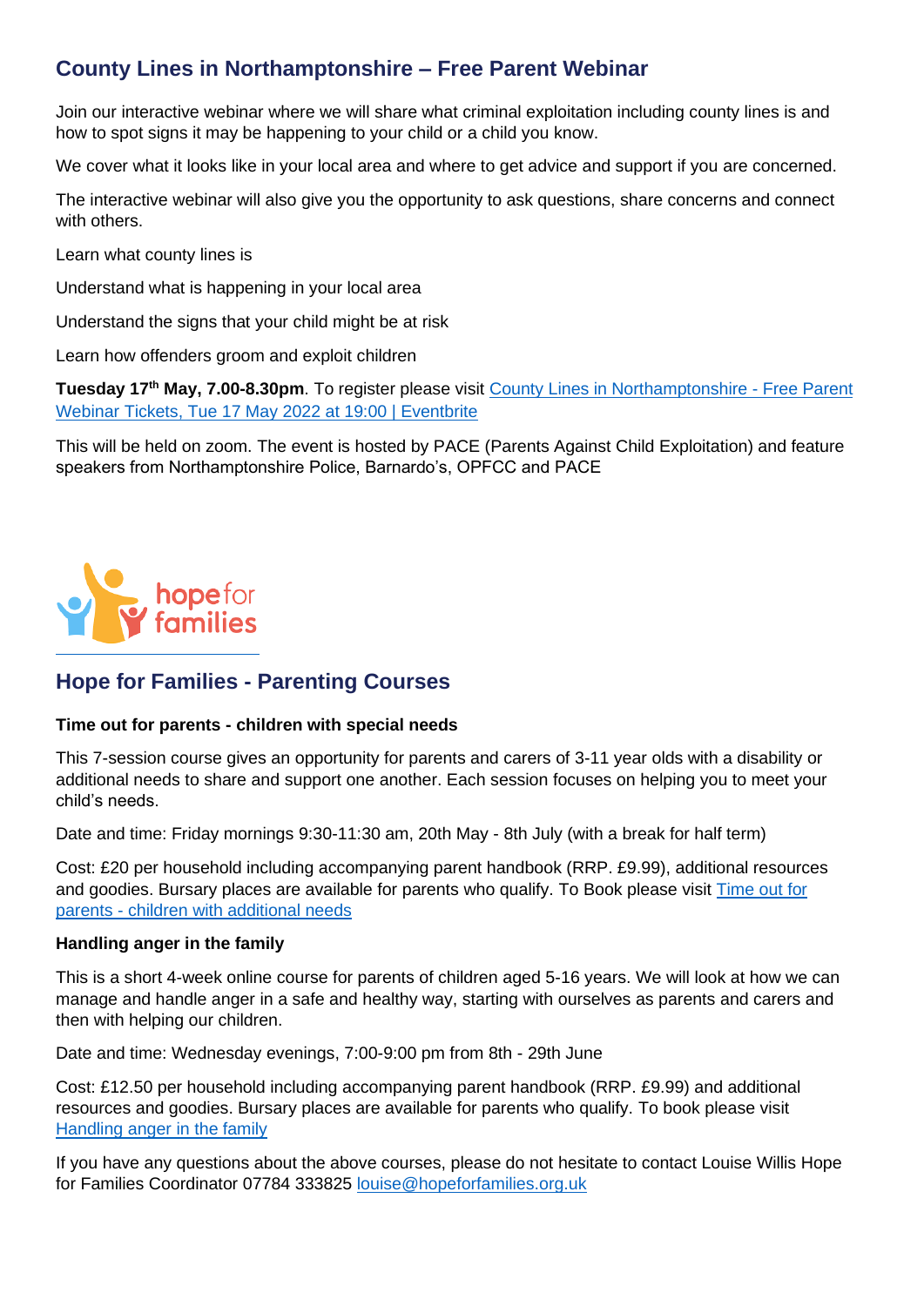## County Lines in Northamptonshire – Free Parent Webinar

Join our interactive webinar where we will share what criminal exploitation including county lines is and how to spot signs it may be happening to your child or a child you know.

We cover what it looks like in your local area and where to get advice and support if you are concerned.

The interactive webinar will also give you the opportunity to ask questions, share concerns and connect with others.

Learn what county lines is

Understand what is happening in your local area

Understand the signs that your child might be at risk

Learn how offenders groom and exploit children

**Tuesday 17th May, 7.00-8.30pm**. To register please visit County Lines in Northamptonshire - Free Parent Webinar Tickets, Tue 17 May 2022 at 19:00 | Eventbrite

This will be held on zoom. The event is hosted by PACE (Parents Against Child Exploitation) and feature speakers from Northamptonshire Police, Barnardo's, OPFCC and PACE

hope for families

## Hope for Families - Parenting Courses

**Time out for parents - children with special needs**

This 7-session course gives an opportunity for parents and carers of 3-11 year olds with a disability or additional needs to share and support one another. Each session focuses on helping you to meet your child's needs.

Date and time: Friday mornings 9:30-11:30 am, 20th May - 8th July (with a break for half term)

Cost: £20 per household including accompanying parent handbook (RRP. £9.99), additional resources and goodies. Bursary places are available for parents who qualify. To Book please visit Time out for parents - children with additional needs

**Handling anger in the family**

This is a short 4-week online course for parents of children aged 5-16 years. We will look at how we can manage and handle anger in a safe and healthy way, starting with ourselves as parents and carers and then with helping our children.

Date and time: Wednesday evenings, 7:00-9:00 pm from 8th - 29th June

Cost: £12.50 per household including accompanying parent handbook (RRP. £9.99) and additional resources and goodies. Bursary places are available for parents who qualify. To book please visit Handling anger in the family

If you have any questions about the above courses, please do not hesitate to contact Louise Willis Hope for Families Coordinator 07784 333825 louise@hopeforfamilies.org.uk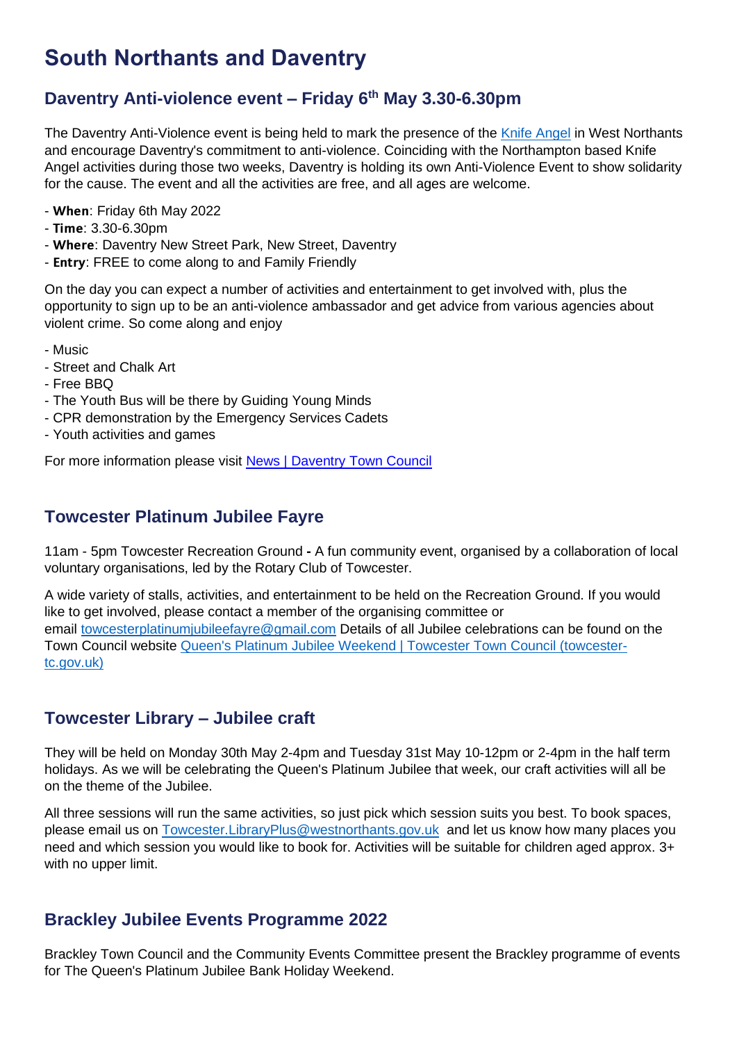# South Northants and Daventry

## Daventry Anti-violence event – Friday 6th May 3.30-6.30pm

The Daventry Anti-Violence event is being held to mark the presence of the [Knife Angel] in West Northants and encourage Daventry's commitment to anti-violence. Coinciding with the Northampton based Knife Angel activities during those two weeks, Daventry is holding its own Anti-Violence Event to show solidarity for the cause. The event and all the activities are free, and all ages are welcome.

- **When**: Friday 6th May 2022
- **Time**: 3.30-6.30pm
- **Where**: Daventry New Street Park, New Street, Daventry
- **Entry**: FREE to come along to and Family Friendly

On the day you can expect a number of activities and entertainment to get involved with, plus the opportunity to sign up to be an anti-violence ambassador and get advice from various agencies about violent crime. So come along and enjoy

- Music
- Street and Chalk Art
- Free BBQ
- The Youth Bus will be there by Guiding Young Minds
- CPR demonstration by the Emergency Services Cadets
- Youth activities and games

For more information please visit News | Daventry Town Council

## Towcester Platinum Jubilee Fayre

11am - 5pm Towcester Recreation Ground **-** A fun community event, organised by a collaboration of local voluntary organisations, led by the Rotary Club of Towcester.

A wide variety of stalls, activities, and entertainment to be held on the Recreation Ground. If you would like to get involved, please contact a member of the organising committee or email towcesterplatinumjubileefayre@gmail.com Details of all Jubilee celebrations can be found on the Town Council website Queen's Platinum Jubilee Weekend | Towcester Town Council (towcester-tc.gov.uk)

## Towcester Library – Jubilee craft

They will be held on Monday 30th May 2-4pm and Tuesday 31st May 10-12pm or 2-4pm in the half term holidays. As we will be celebrating the Queen's Platinum Jubilee that week, our craft activities will all be on the theme of the Jubilee.

All three sessions will run the same activities, so just pick which session suits you best. To book spaces, please email us on Towcester.LibraryPlus@westnorthants.gov.uk and let us know how many places you need and which session you would like to book for. Activities will be suitable for children aged approx. 3+ with no upper limit.

## Brackley Jubilee Events Programme 2022

Brackley Town Council and the Community Events Committee present the Brackley programme of events for The Queen's Platinum Jubilee Bank Holiday Weekend.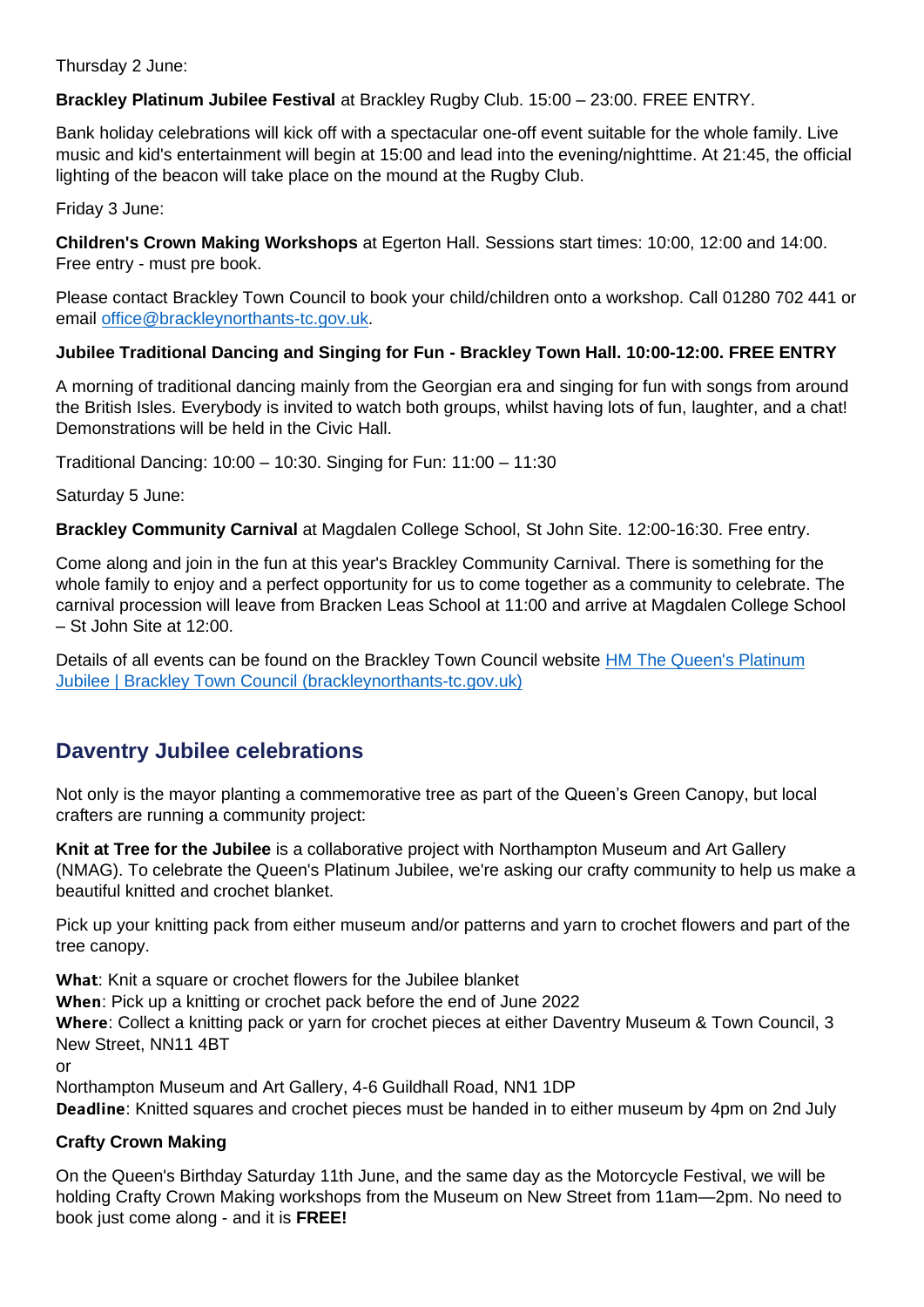Thursday 2 June:

**Brackley Platinum Jubilee Festival** at Brackley Rugby Club. 15:00 – 23:00. FREE ENTRY.

Bank holiday celebrations will kick off with a spectacular one-off event suitable for the whole family. Live music and kid's entertainment will begin at 15:00 and lead into the evening/nighttime. At 21:45, the official lighting of the beacon will take place on the mound at the Rugby Club.

Friday 3 June:

**Children's Crown Making Workshops** at Egerton Hall. Sessions start times: 10:00, 12:00 and 14:00. Free entry - must pre book.

Please contact Brackley Town Council to book your child/children onto a workshop. Call 01280 702 441 or email [office@brackleynorthants-tc.gov.uk](mailto:office@brackleynorthants-tc.gov.uk).

**Jubilee Traditional Dancing and Singing for Fun - Brackley Town Hall. 10:00-12:00. FREE ENTRY**

A morning of traditional dancing mainly from the Georgian era and singing for fun with songs from around the British Isles. Everybody is invited to watch both groups, whilst having lots of fun, laughter, and a chat! Demonstrations will be held in the Civic Hall.

Traditional Dancing: 10:00 – 10:30. Singing for Fun: 11:00 – 11:30

Saturday 5 June:

**Brackley Community Carnival** at Magdalen College School, St John Site. 12:00-16:30. Free entry.

Come along and join in the fun at this year's Brackley Community Carnival. There is something for the whole family to enjoy and a perfect opportunity for us to come together as a community to celebrate. The carnival procession will leave from Bracken Leas School at 11:00 and arrive at Magdalen College School – St John Site at 12:00.

Details of all events can be found on the Brackley Town Council website [HM The Queen's Platinum Jubilee | Brackley Town Council (brackleynorthants-tc.gov.uk)](brackleynorthants-tc.gov.uk)

## Daventry Jubilee celebrations

Not only is the mayor planting a commemorative tree as part of the Queen's Green Canopy, but local crafters are running a community project:

**Knit at Tree for the Jubilee** is a collaborative project with Northampton Museum and Art Gallery (NMAG). To celebrate the Queen's Platinum Jubilee, we're asking our crafty community to help us make a beautiful knitted and crochet blanket.

Pick up your knitting pack from either museum and/or patterns and yarn to crochet flowers and part of the tree canopy.

**What**: Knit a square or crochet flowers for the Jubilee blanket
**When**: Pick up a knitting or crochet pack before the end of June 2022
**Where**: Collect a knitting pack or yarn for crochet pieces at either Daventry Museum & Town Council, 3 New Street, NN11 4BT
or
Northampton Museum and Art Gallery, 4-6 Guildhall Road, NN1 1DP
**Deadline**: Knitted squares and crochet pieces must be handed in to either museum by 4pm on 2nd July

**Crafty Crown Making**

On the Queen's Birthday Saturday 11th June, and the same day as the Motorcycle Festival, we will be holding Crafty Crown Making workshops from the Museum on New Street from 11am—2pm. No need to book just come along - and it is **FREE!**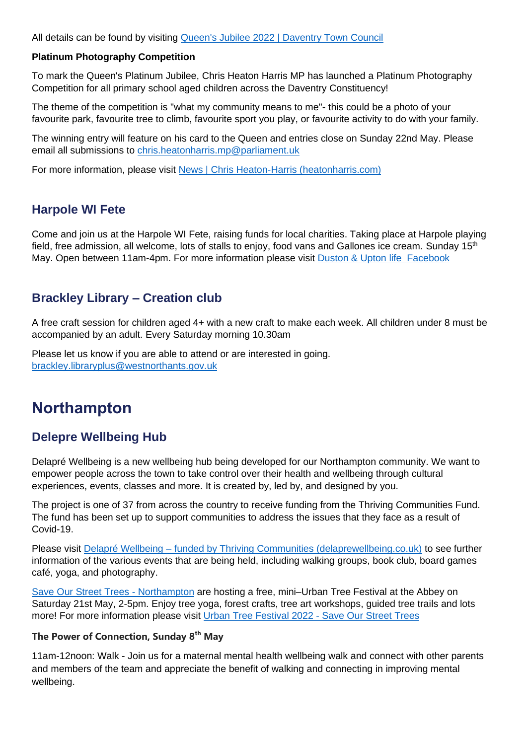All details can be found by visiting [Queen's Jubilee 2022 | Daventry Town Council]

**Platinum Photography Competition**

To mark the Queen's Platinum Jubilee, Chris Heaton Harris MP has launched a Platinum Photography Competition for all primary school aged children across the Daventry Constituency!

The theme of the competition is "what my community means to me"- this could be a photo of your favourite park, favourite tree to climb, favourite sport you play, or favourite activity to do with your family.

The winning entry will feature on his card to the Queen and entries close on Sunday 22nd May. Please email all submissions to chris.heatonharris.mp@parliament.uk

For more information, please visit [News | Chris Heaton-Harris (heatonharris.com)]

## Harpole WI Fete

Come and join us at the Harpole WI Fete, raising funds for local charities. Taking place at Harpole playing field, free admission, all welcome, lots of stalls to enjoy, food vans and Gallones ice cream. Sunday 15th May. Open between 11am-4pm. For more information please visit [Duston & Upton life Facebook]

## Brackley Library – Creation club

A free craft session for children aged 4+ with a new craft to make each week. All children under 8 must be accompanied by an adult. Every Saturday morning 10.30am

Please let us know if you are able to attend or are interested in going.
brackley.libraryplus@westnorthants.gov.uk

# Northampton

## Delepre Wellbeing Hub

Delapré Wellbeing is a new wellbeing hub being developed for our Northampton community. We want to empower people across the town to take control over their health and wellbeing through cultural experiences, events, classes and more. It is created by, led by, and designed by you.

The project is one of 37 from across the country to receive funding from the Thriving Communities Fund. The fund has been set up to support communities to address the issues that they face as a result of Covid-19.

Please visit [Delapré Wellbeing – funded by Thriving Communities (delaprewellbeing.co.uk)] to see further information of the various events that are being held, including walking groups, book club, board games café, yoga, and photography.

[Save Our Street Trees - Northampton] are hosting a free, mini–Urban Tree Festival at the Abbey on Saturday 21st May, 2-5pm. Enjoy tree yoga, forest crafts, tree art workshops, guided tree trails and lots more! For more information please visit [Urban Tree Festival 2022 - Save Our Street Trees]

**The Power of Connection, Sunday 8th May**

11am-12noon: Walk - Join us for a maternal mental health wellbeing walk and connect with other parents and members of the team and appreciate the benefit of walking and connecting in improving mental wellbeing.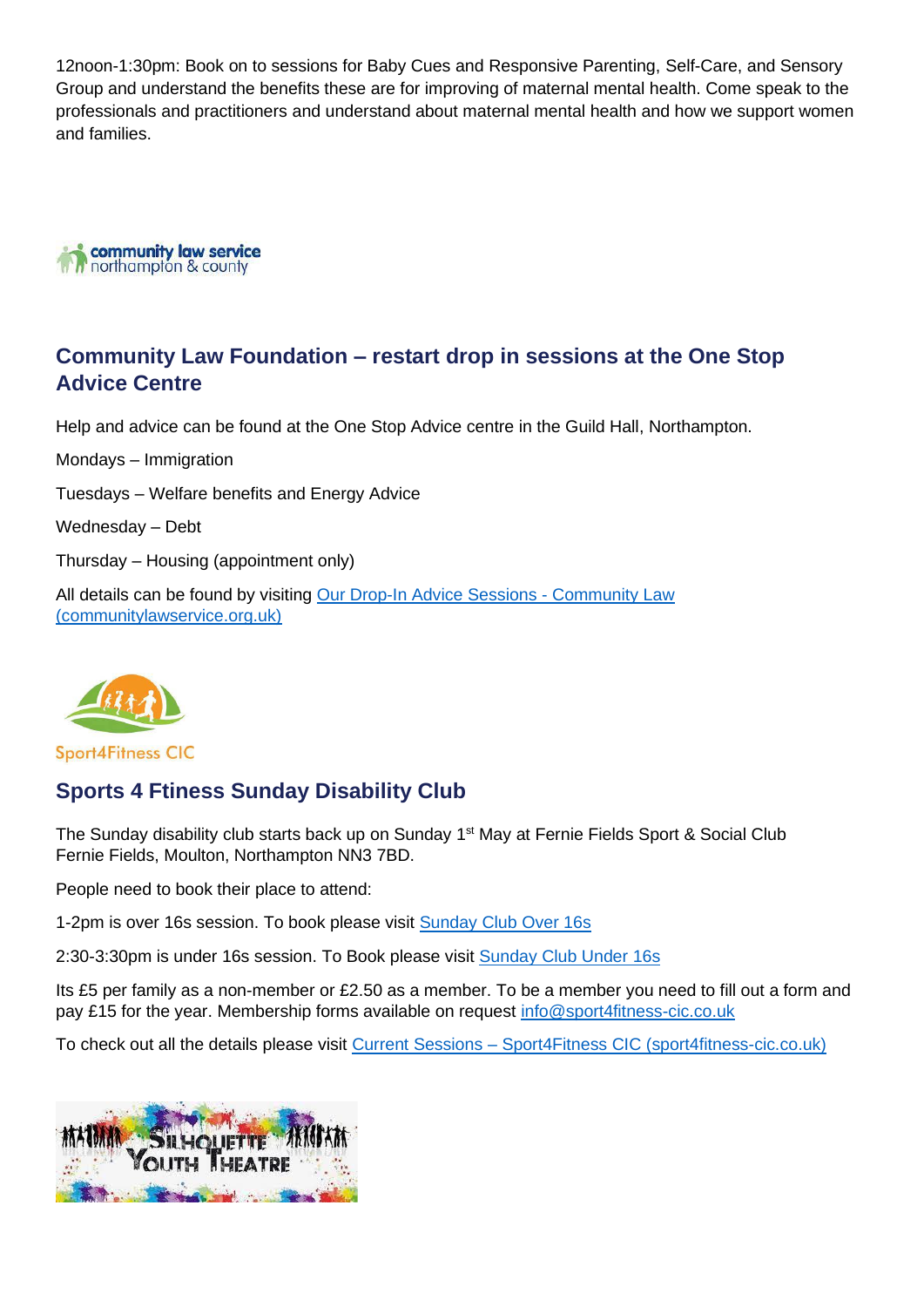12noon-1:30pm: Book on to sessions for Baby Cues and Responsive Parenting, Self-Care, and Sensory Group and understand the benefits these are for improving of maternal mental health. Come speak to the professionals and practitioners and understand about maternal mental health and how we support women and families.

## Community Law Foundation – restart drop in sessions at the One Stop Advice Centre

Help and advice can be found at the One Stop Advice centre in the Guild Hall, Northampton.

Mondays – Immigration

Tuesdays – Welfare benefits and Energy Advice

Wednesday – Debt

Thursday – Housing (appointment only)

All details can be found by visiting [Our Drop-In Advice Sessions - Community Law (communitylawservice.org.uk)]()

## Sports 4 Ftiness Sunday Disability Club

The Sunday disability club starts back up on Sunday 1st May at Fernie Fields Sport & Social Club Fernie Fields, Moulton, Northampton NN3 7BD.

People need to book their place to attend:

1-2pm is over 16s session. To book please visit [Sunday Club Over 16s]()

2:30-3:30pm is under 16s session. To Book please visit [Sunday Club Under 16s]()

Its £5 per family as a non-member or £2.50 as a member. To be a member you need to fill out a form and pay £15 for the year. Membership forms available on request info@sport4fitness-cic.co.uk

To check out all the details please visit [Current Sessions – Sport4Fitness CIC (sport4fitness-cic.co.uk)]()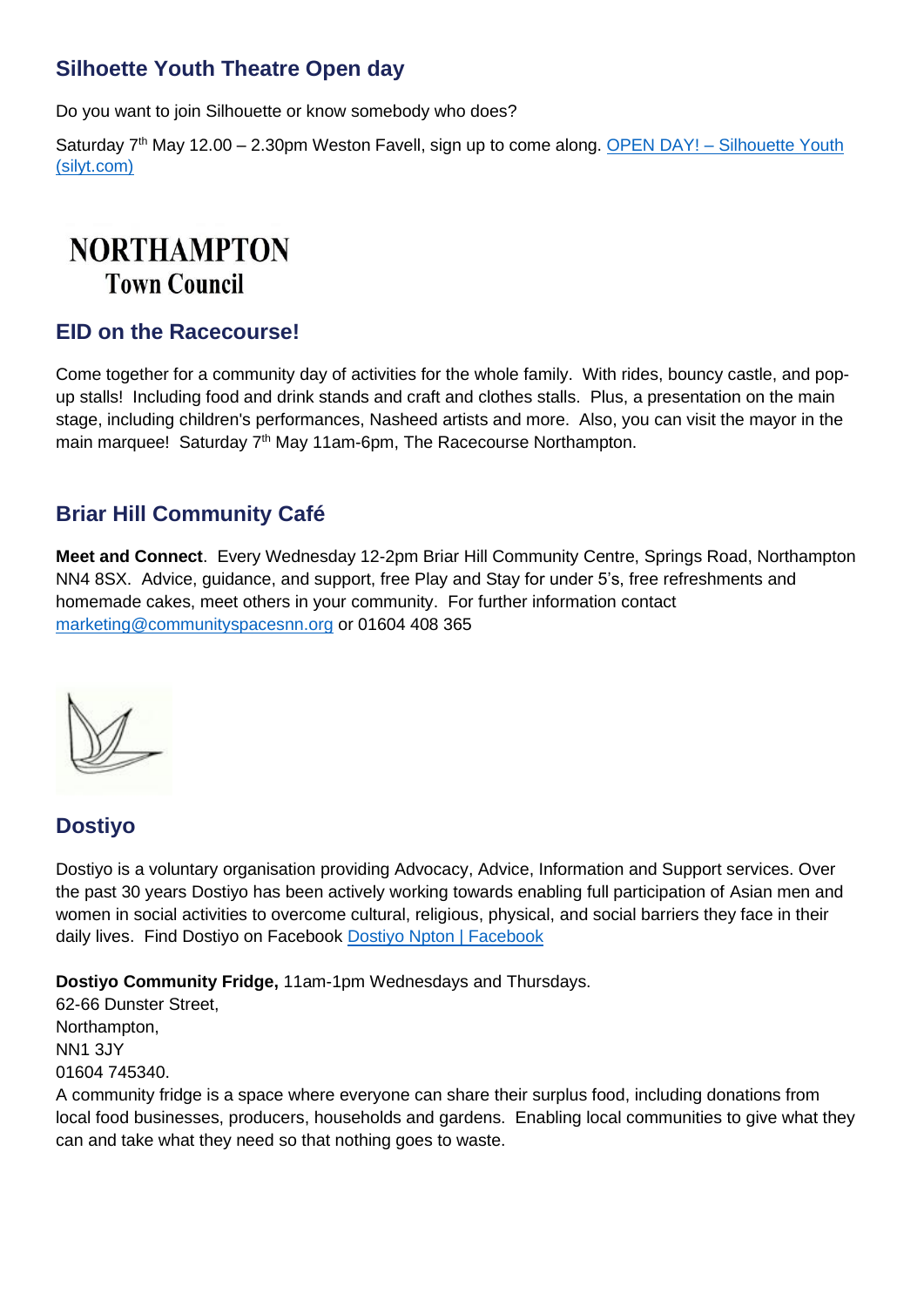## Silhouette Youth Theatre Open day

Do you want to join Silhouette or know somebody who does?

Saturday 7th May 12.00 – 2.30pm Weston Favell, sign up to come along. [OPEN DAY! – Silhouette Youth (silyt.com)]

NORTHAMPTON
Town Council

## EID on the Racecourse!

Come together for a community day of activities for the whole family. With rides, bouncy castle, and pop-up stalls! Including food and drink stands and craft and clothes stalls. Plus, a presentation on the main stage, including children's performances, Nasheed artists and more. Also, you can visit the mayor in the main marquee! Saturday 7th May 11am-6pm, The Racecourse Northampton.

## Briar Hill Community Café

**Meet and Connect**. Every Wednesday 12-2pm Briar Hill Community Centre, Springs Road, Northampton NN4 8SX. Advice, guidance, and support, free Play and Stay for under 5's, free refreshments and homemade cakes, meet others in your community. For further information contact marketing@communityspacesnn.org or 01604 408 365

## Dostiyo

Dostiyo is a voluntary organisation providing Advocacy, Advice, Information and Support services. Over the past 30 years Dostiyo has been actively working towards enabling full participation of Asian men and women in social activities to overcome cultural, religious, physical, and social barriers they face in their daily lives. Find Dostiyo on Facebook [Dostiyo Npton | Facebook]

**Dostiyo Community Fridge,** 11am-1pm Wednesdays and Thursdays.
62-66 Dunster Street,
Northampton,
NN1 3JY
01604 745340.
A community fridge is a space where everyone can share their surplus food, including donations from local food businesses, producers, households and gardens. Enabling local communities to give what they can and take what they need so that nothing goes to waste.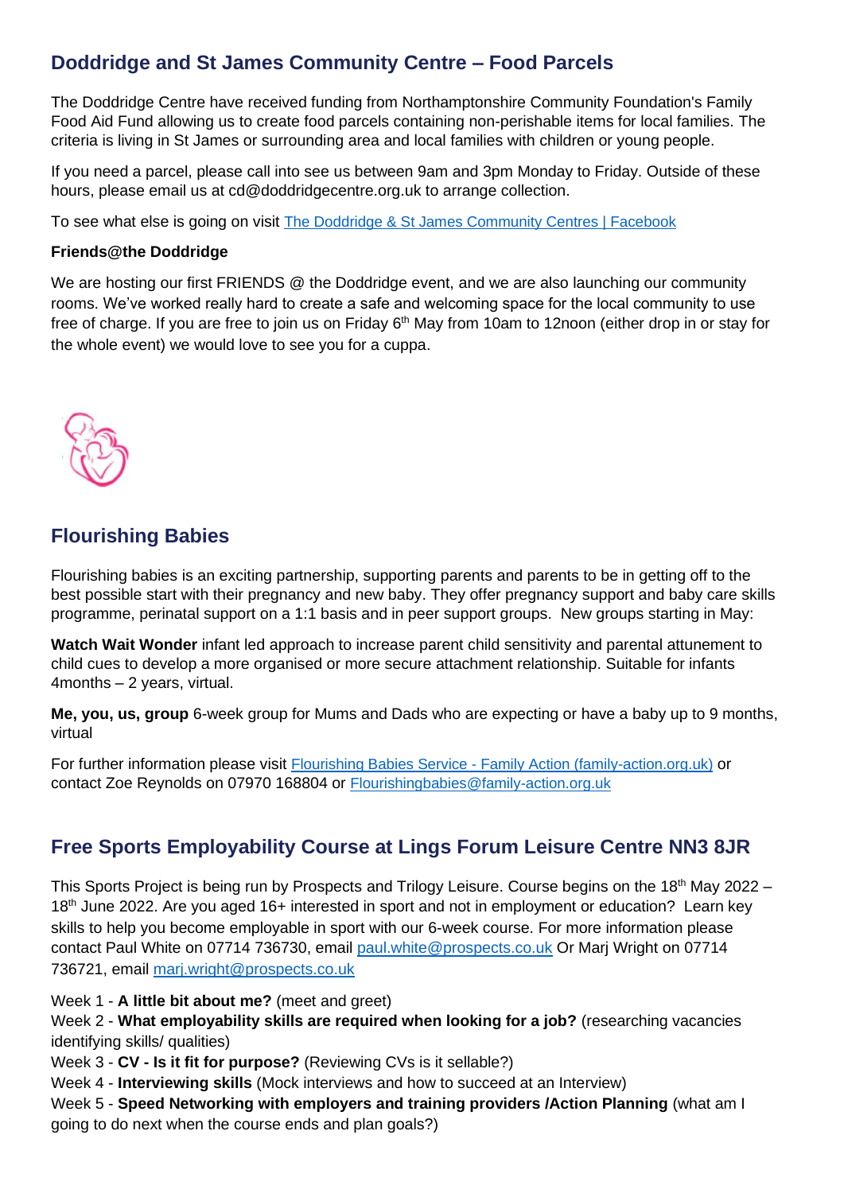## Doddridge and St James Community Centre – Food Parcels

The Doddridge Centre have received funding from Northamptonshire Community Foundation's Family Food Aid Fund allowing us to create food parcels containing non-perishable items for local families. The criteria is living in St James or surrounding area and local families with children or young people.

If you need a parcel, please call into see us between 9am and 3pm Monday to Friday. Outside of these hours, please email us at cd@doddridgecentre.org.uk to arrange collection.

To see what else is going on visit [The Doddridge & St James Community Centres | Facebook]()

**Friends@the Doddridge**

We are hosting our first FRIENDS @ the Doddridge event, and we are also launching our community rooms. We've worked really hard to create a safe and welcoming space for the local community to use free of charge. If you are free to join us on Friday 6th May from 10am to 12noon (either drop in or stay for the whole event) we would love to see you for a cuppa.

## Flourishing Babies

Flourishing babies is an exciting partnership, supporting parents and parents to be in getting off to the best possible start with their pregnancy and new baby. They offer pregnancy support and baby care skills programme, perinatal support on a 1:1 basis and in peer support groups. New groups starting in May:

**Watch Wait Wonder** infant led approach to increase parent child sensitivity and parental attunement to child cues to develop a more organised or more secure attachment relationship. Suitable for infants 4months – 2 years, virtual.

**Me, you, us, group** 6-week group for Mums and Dads who are expecting or have a baby up to 9 months, virtual

For further information please visit [Flourishing Babies Service - Family Action (family-action.org.uk)]() or contact Zoe Reynolds on 07970 168804 or [Flourishingbabies@family-action.org.uk]()

## Free Sports Employability Course at Lings Forum Leisure Centre NN3 8JR

This Sports Project is being run by Prospects and Trilogy Leisure. Course begins on the 18th May 2022 – 18th June 2022. Are you aged 16+ interested in sport and not in employment or education? Learn key skills to help you become employable in sport with our 6-week course. For more information please contact Paul White on 07714 736730, email [paul.white@prospects.co.uk]() Or Marj Wright on 07714 736721, email [marj.wright@prospects.co.uk]()

Week 1 - **A little bit about me?** (meet and greet)
Week 2 - **What employability skills are required when looking for a job?** (researching vacancies identifying skills/ qualities)
Week 3 - **CV - Is it fit for purpose?** (Reviewing CVs is it sellable?)
Week 4 - **Interviewing skills** (Mock interviews and how to succeed at an Interview)
Week 5 - **Speed Networking with employers and training providers /Action Planning** (what am I going to do next when the course ends and plan goals?)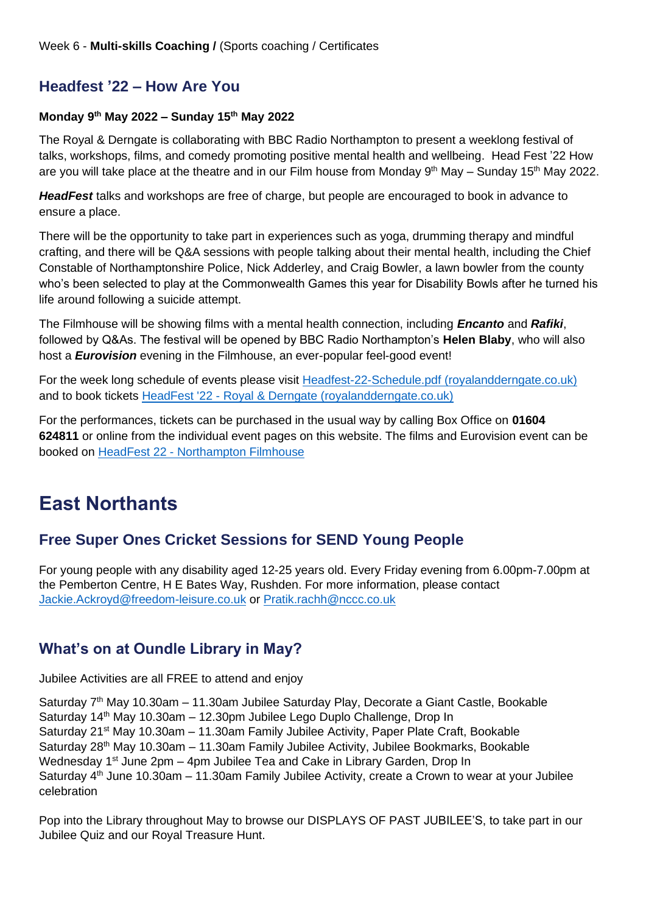Week 6 - **Multi-skills Coaching /** (Sports coaching / Certificates

## Headfest '22 – How Are You

**Monday 9th May 2022 – Sunday 15th May 2022**

The Royal & Derngate is collaborating with BBC Radio Northampton to present a weeklong festival of talks, workshops, films, and comedy promoting positive mental health and wellbeing. Head Fest '22 How are you will take place at the theatre and in our Film house from Monday 9th May – Sunday 15th May 2022.

***HeadFest*** talks and workshops are free of charge, but people are encouraged to book in advance to ensure a place.

There will be the opportunity to take part in experiences such as yoga, drumming therapy and mindful crafting, and there will be Q&A sessions with people talking about their mental health, including the Chief Constable of Northamptonshire Police, Nick Adderley, and Craig Bowler, a lawn bowler from the county who's been selected to play at the Commonwealth Games this year for Disability Bowls after he turned his life around following a suicide attempt.

The Filmhouse will be showing films with a mental health connection, including ***Encanto*** and ***Rafiki***, followed by Q&As. The festival will be opened by BBC Radio Northampton's **Helen Blaby**, who will also host a ***Eurovision*** evening in the Filmhouse, an ever-popular feel-good event!

For the week long schedule of events please visit Headfest-22-Schedule.pdf (royalandderngate.co.uk) and to book tickets HeadFest '22 - Royal & Derngate (royalandderngate.co.uk)

For the performances, tickets can be purchased in the usual way by calling Box Office on **01604 624811** or online from the individual event pages on this website. The films and Eurovision event can be booked on HeadFest 22 - Northampton Filmhouse

# East Northants

## Free Super Ones Cricket Sessions for SEND Young People

For young people with any disability aged 12-25 years old. Every Friday evening from 6.00pm-7.00pm at the Pemberton Centre, H E Bates Way, Rushden. For more information, please contact Jackie.Ackroyd@freedom-leisure.co.uk or Pratik.rachh@nccc.co.uk

## What's on at Oundle Library in May?

Jubilee Activities are all FREE to attend and enjoy

Saturday 7th May 10.30am – 11.30am Jubilee Saturday Play, Decorate a Giant Castle, Bookable
Saturday 14th May 10.30am – 12.30pm Jubilee Lego Duplo Challenge, Drop In
Saturday 21st May 10.30am – 11.30am Family Jubilee Activity, Paper Plate Craft, Bookable
Saturday 28th May 10.30am – 11.30am Family Jubilee Activity, Jubilee Bookmarks, Bookable
Wednesday 1st June 2pm – 4pm Jubilee Tea and Cake in Library Garden, Drop In
Saturday 4th June 10.30am – 11.30am Family Jubilee Activity, create a Crown to wear at your Jubilee celebration

Pop into the Library throughout May to browse our DISPLAYS OF PAST JUBILEE'S, to take part in our Jubilee Quiz and our Royal Treasure Hunt.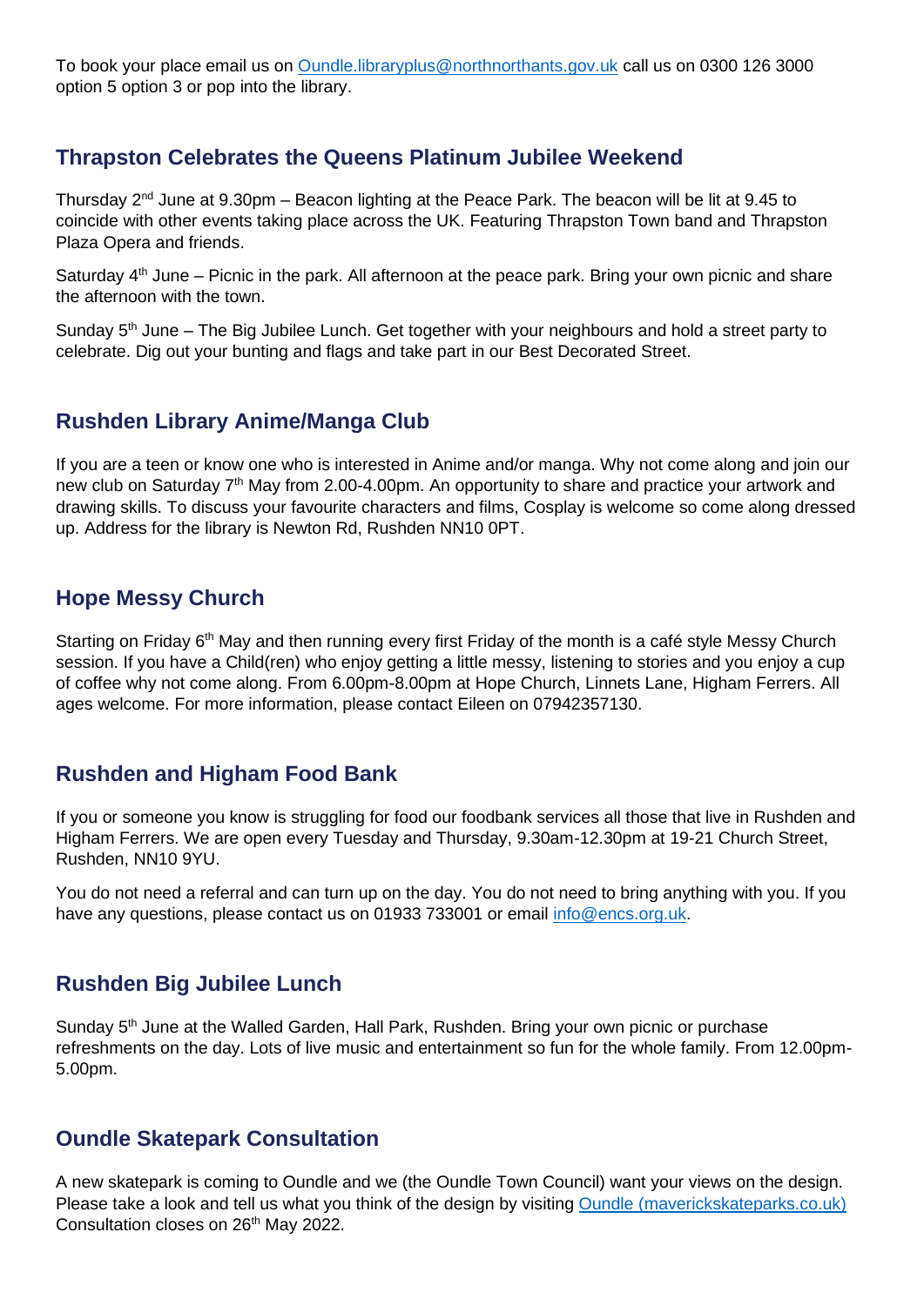To book your place email us on [Oundle.libraryplus@northnorthants.gov.uk](mailto:Oundle.libraryplus@northnorthants.gov.uk) call us on 0300 126 3000 option 5 option 3 or pop into the library.

## Thrapston Celebrates the Queens Platinum Jubilee Weekend

Thursday 2nd June at 9.30pm – Beacon lighting at the Peace Park. The beacon will be lit at 9.45 to coincide with other events taking place across the UK. Featuring Thrapston Town band and Thrapston Plaza Opera and friends.

Saturday 4th June – Picnic in the park. All afternoon at the peace park. Bring your own picnic and share the afternoon with the town.

Sunday 5th June – The Big Jubilee Lunch. Get together with your neighbours and hold a street party to celebrate. Dig out your bunting and flags and take part in our Best Decorated Street.

## Rushden Library Anime/Manga Club

If you are a teen or know one who is interested in Anime and/or manga. Why not come along and join our new club on Saturday 7th May from 2.00-4.00pm. An opportunity to share and practice your artwork and drawing skills. To discuss your favourite characters and films, Cosplay is welcome so come along dressed up. Address for the library is Newton Rd, Rushden NN10 0PT.

## Hope Messy Church

Starting on Friday 6th May and then running every first Friday of the month is a café style Messy Church session. If you have a Child(ren) who enjoy getting a little messy, listening to stories and you enjoy a cup of coffee why not come along. From 6.00pm-8.00pm at Hope Church, Linnets Lane, Higham Ferrers. All ages welcome. For more information, please contact Eileen on 07942357130.

## Rushden and Higham Food Bank

If you or someone you know is struggling for food our foodbank services all those that live in Rushden and Higham Ferrers. We are open every Tuesday and Thursday, 9.30am-12.30pm at 19-21 Church Street, Rushden, NN10 9YU.

You do not need a referral and can turn up on the day. You do not need to bring anything with you. If you have any questions, please contact us on 01933 733001 or email [info@encs.org.uk](mailto:info@encs.org.uk).

## Rushden Big Jubilee Lunch

Sunday 5th June at the Walled Garden, Hall Park, Rushden. Bring your own picnic or purchase refreshments on the day. Lots of live music and entertainment so fun for the whole family. From 12.00pm-5.00pm.

## Oundle Skatepark Consultation

A new skatepark is coming to Oundle and we (the Oundle Town Council) want your views on the design. Please take a look and tell us what you think of the design by visiting [Oundle (mavericksskateparks.co.uk)](https://mavericksskateparks.co.uk) Consultation closes on 26th May 2022.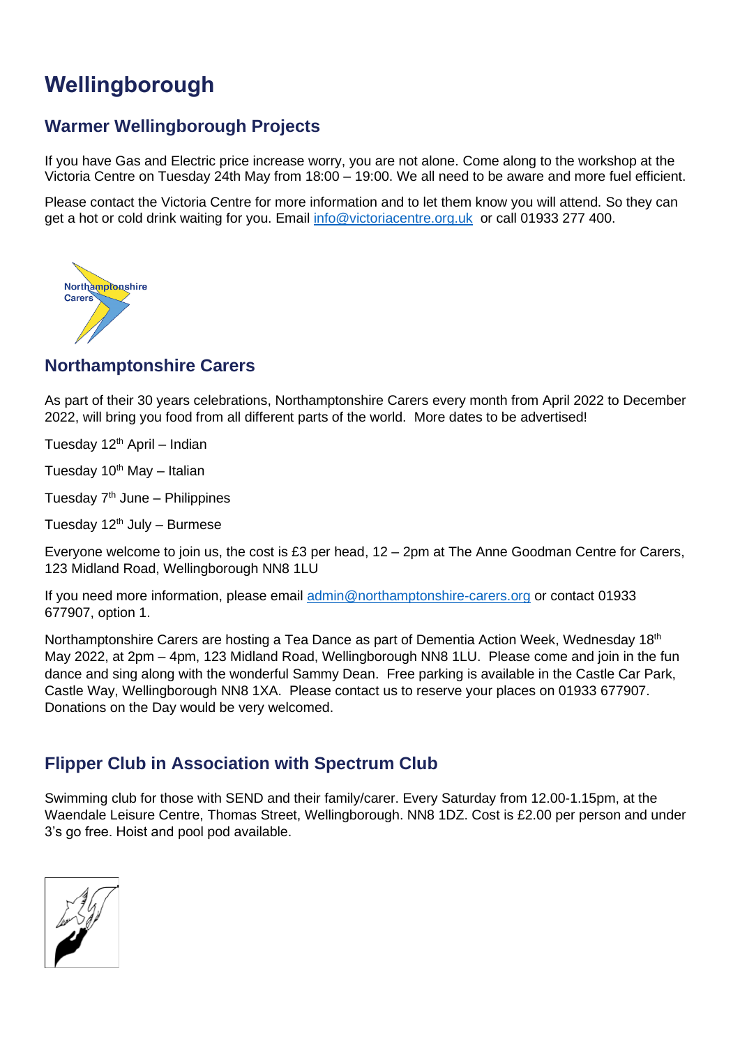# Wellingborough

## Warmer Wellingborough Projects

If you have Gas and Electric price increase worry, you are not alone. Come along to the workshop at the Victoria Centre on Tuesday 24th May from 18:00 – 19:00. We all need to be aware and more fuel efficient.

Please contact the Victoria Centre for more information and to let them know you will attend. So they can get a hot or cold drink waiting for you. Email info@victoriacentre.org.uk or call 01933 277 400.

## Northamptonshire Carers

As part of their 30 years celebrations, Northamptonshire Carers every month from April 2022 to December 2022, will bring you food from all different parts of the world. More dates to be advertised!

Tuesday 12th April – Indian

Tuesday 10th May – Italian

Tuesday 7th June – Philippines

Tuesday 12th July – Burmese

Everyone welcome to join us, the cost is £3 per head, 12 – 2pm at The Anne Goodman Centre for Carers, 123 Midland Road, Wellingborough NN8 1LU

If you need more information, please email admin@northamptonshire-carers.org or contact 01933 677907, option 1.

Northamptonshire Carers are hosting a Tea Dance as part of Dementia Action Week, Wednesday 18th May 2022, at 2pm – 4pm, 123 Midland Road, Wellingborough NN8 1LU. Please come and join in the fun dance and sing along with the wonderful Sammy Dean. Free parking is available in the Castle Car Park, Castle Way, Wellingborough NN8 1XA. Please contact us to reserve your places on 01933 677907. Donations on the Day would be very welcomed.

## Flipper Club in Association with Spectrum Club

Swimming club for those with SEND and their family/carer. Every Saturday from 12.00-1.15pm, at the Waendale Leisure Centre, Thomas Street, Wellingborough. NN8 1DZ. Cost is £2.00 per person and under 3's go free. Hoist and pool pod available.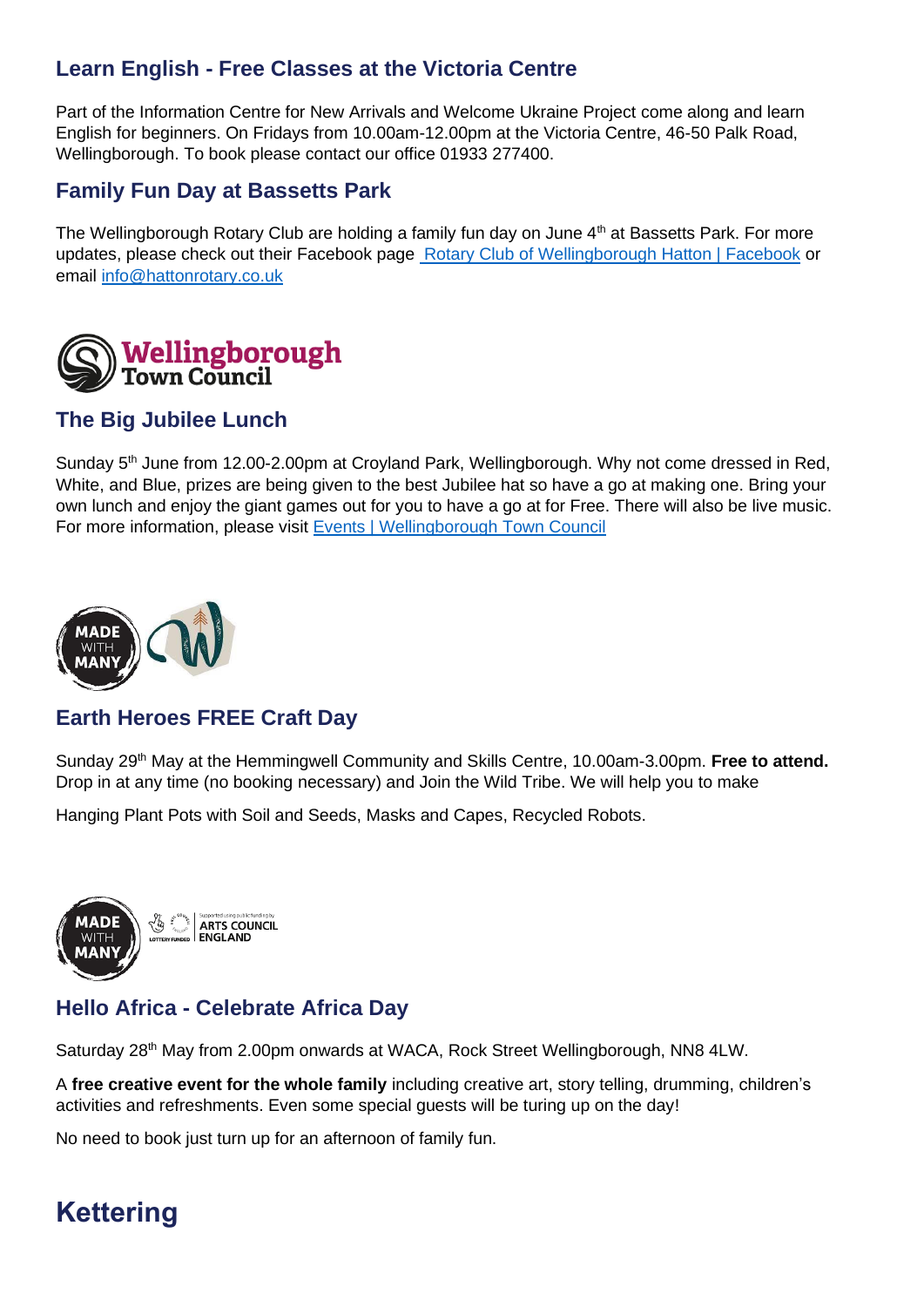### Learn English - Free Classes at the Victoria Centre

Part of the Information Centre for New Arrivals and Welcome Ukraine Project come along and learn English for beginners. On Fridays from 10.00am-12.00pm at the Victoria Centre, 46-50 Palk Road, Wellingborough. To book please contact our office 01933 277400.

### Family Fun Day at Bassetts Park

The Wellingborough Rotary Club are holding a family fun day on June 4th at Bassetts Park. For more updates, please check out their Facebook page [Rotary Club of Wellingborough Hatton | Facebook] or email info@hattonrotary.co.uk

### The Big Jubilee Lunch

Sunday 5th June from 12.00-2.00pm at Croyland Park, Wellingborough. Why not come dressed in Red, White, and Blue, prizes are being given to the best Jubilee hat so have a go at making one. Bring your own lunch and enjoy the giant games out for you to have a go at for Free. There will also be live music. For more information, please visit [Events | Wellingborough Town Council]

### Earth Heroes FREE Craft Day

Sunday 29th May at the Hemmingwell Community and Skills Centre, 10.00am-3.00pm. **Free to attend.** Drop in at any time (no booking necessary) and Join the Wild Tribe. We will help you to make

Hanging Plant Pots with Soil and Seeds, Masks and Capes, Recycled Robots.

### Hello Africa - Celebrate Africa Day

Saturday 28th May from 2.00pm onwards at WACA, Rock Street Wellingborough, NN8 4LW.

A **free creative event for the whole family** including creative art, story telling, drumming, children's activities and refreshments. Even some special guests will be turing up on the day!

No need to book just turn up for an afternoon of family fun.

## Kettering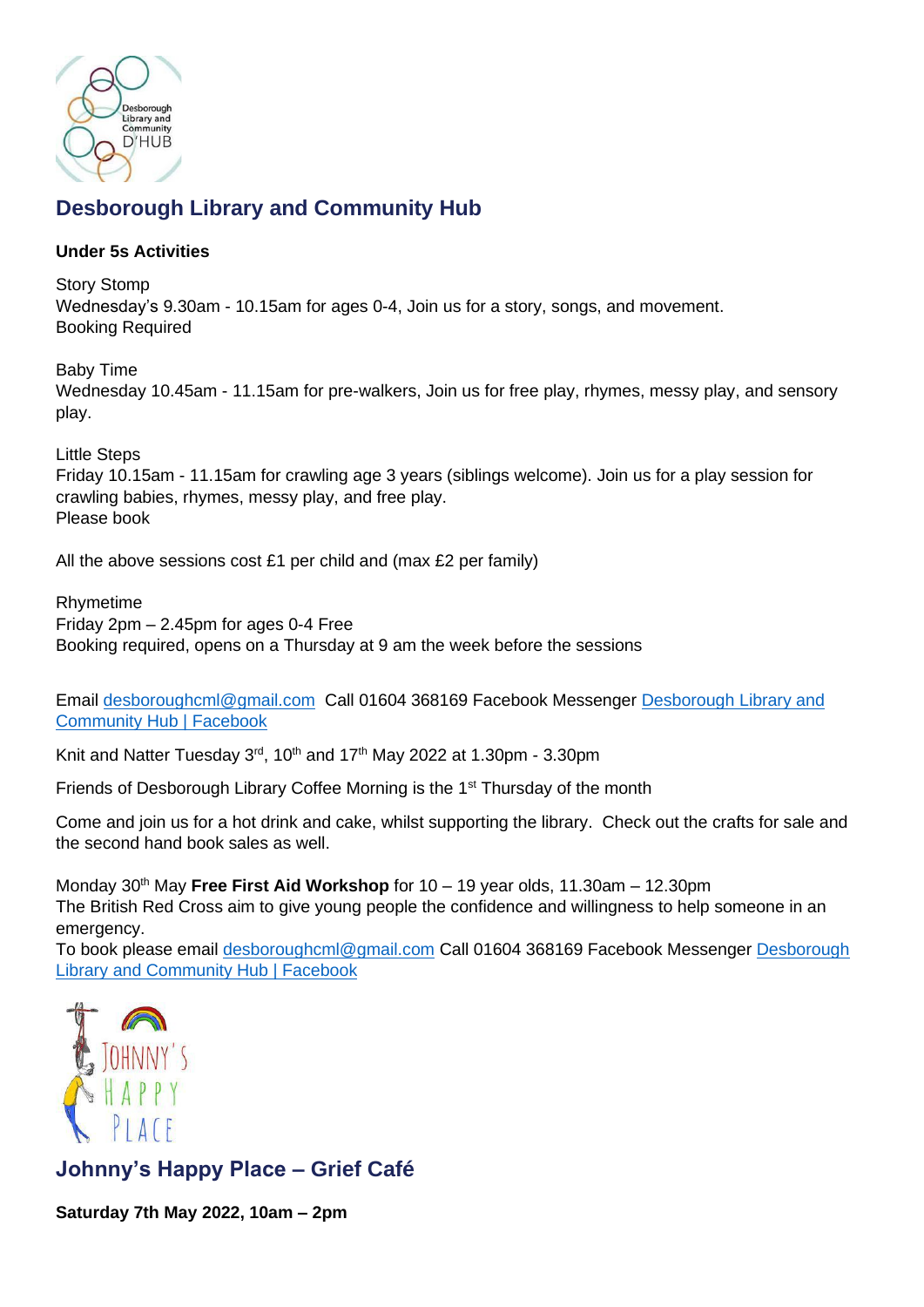## Desborough Library and Community Hub

**Under 5s Activities**

Story Stomp
Wednesday's 9.30am - 10.15am for ages 0-4, Join us for a story, songs, and movement.
Booking Required

Baby Time
Wednesday 10.45am - 11.15am for pre-walkers, Join us for free play, rhymes, messy play, and sensory play.

Little Steps
Friday 10.15am - 11.15am for crawling age 3 years (siblings welcome). Join us for a play session for crawling babies, rhymes, messy play, and free play.
Please book

All the above sessions cost £1 per child and (max £2 per family)

Rhymetime
Friday 2pm – 2.45pm for ages 0-4 Free
Booking required, opens on a Thursday at 9 am the week before the sessions

Email desboroughcml@gmail.com Call 01604 368169 Facebook Messenger [Desborough Library and Community Hub | Facebook]

Knit and Natter Tuesday 3rd, 10th and 17th May 2022 at 1.30pm - 3.30pm

Friends of Desborough Library Coffee Morning is the 1st Thursday of the month

Come and join us for a hot drink and cake, whilst supporting the library. Check out the crafts for sale and the second hand book sales as well.

Monday 30th May **Free First Aid Workshop** for 10 – 19 year olds, 11.30am – 12.30pm
The British Red Cross aim to give young people the confidence and willingness to help someone in an emergency.
To book please email desboroughcml@gmail.com Call 01604 368169 Facebook Messenger [Desborough Library and Community Hub | Facebook]

## Johnny's Happy Place – Grief Café

**Saturday 7th May 2022, 10am – 2pm**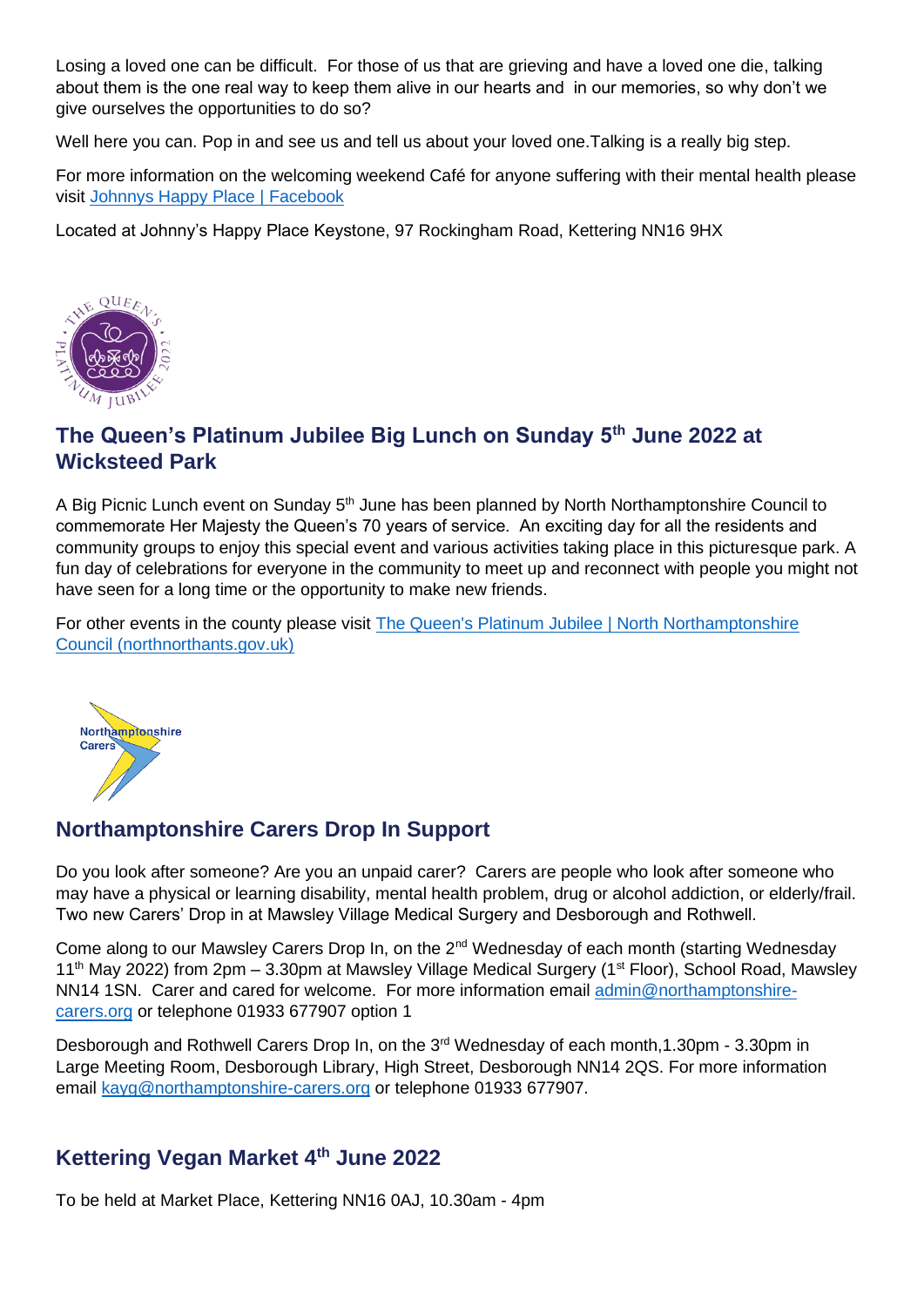Losing a loved one can be difficult. For those of us that are grieving and have a loved one die, talking about them is the one real way to keep them alive in our hearts and in our memories, so why don't we give ourselves the opportunities to do so?

Well here you can. Pop in and see us and tell us about your loved one.Talking is a really big step.

For more information on the welcoming weekend Café for anyone suffering with their mental health please visit [Johnnys Happy Place | Facebook]

Located at Johnny's Happy Place Keystone, 97 Rockingham Road, Kettering NN16 9HX

## The Queen's Platinum Jubilee Big Lunch on Sunday 5th June 2022 at Wicksteed Park

A Big Picnic Lunch event on Sunday 5th June has been planned by North Northamptonshire Council to commemorate Her Majesty the Queen's 70 years of service. An exciting day for all the residents and community groups to enjoy this special event and various activities taking place in this picturesque park. A fun day of celebrations for everyone in the community to meet up and reconnect with people you might not have seen for a long time or the opportunity to make new friends.

For other events in the county please visit [The Queen's Platinum Jubilee | North Northamptonshire Council (northnorthants.gov.uk)]

## Northamptonshire Carers Drop In Support

Do you look after someone? Are you an unpaid carer? Carers are people who look after someone who may have a physical or learning disability, mental health problem, drug or alcohol addiction, or elderly/frail. Two new Carers' Drop in at Mawsley Village Medical Surgery and Desborough and Rothwell.

Come along to our Mawsley Carers Drop In, on the 2nd Wednesday of each month (starting Wednesday 11th May 2022) from 2pm – 3.30pm at Mawsley Village Medical Surgery (1st Floor), School Road, Mawsley NN14 1SN. Carer and cared for welcome. For more information email admin@northamptonshire-carers.org or telephone 01933 677907 option 1

Desborough and Rothwell Carers Drop In, on the 3rd Wednesday of each month,1.30pm - 3.30pm in Large Meeting Room, Desborough Library, High Street, Desborough NN14 2QS. For more information email kayg@northamptonshire-carers.org or telephone 01933 677907.

## Kettering Vegan Market 4th June 2022

To be held at Market Place, Kettering NN16 0AJ, 10.30am - 4pm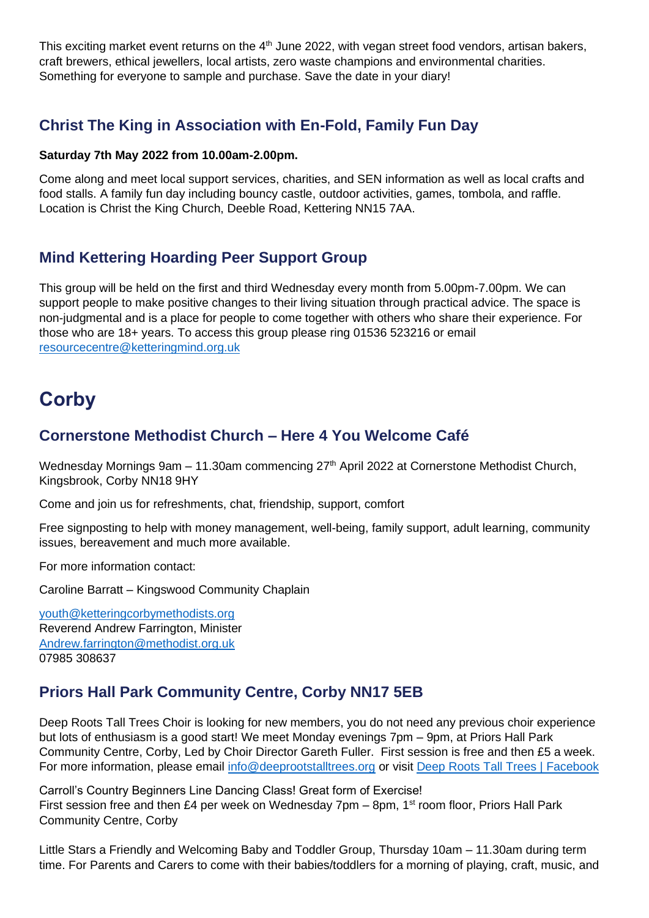This exciting market event returns on the 4th June 2022, with vegan street food vendors, artisan bakers, craft brewers, ethical jewellers, local artists, zero waste champions and environmental charities. Something for everyone to sample and purchase. Save the date in your diary!

### Christ The King in Association with En-Fold, Family Fun Day

**Saturday 7th May 2022 from 10.00am-2.00pm.**

Come along and meet local support services, charities, and SEN information as well as local crafts and food stalls. A family fun day including bouncy castle, outdoor activities, games, tombola, and raffle. Location is Christ the King Church, Deeble Road, Kettering NN15 7AA.

### Mind Kettering Hoarding Peer Support Group

This group will be held on the first and third Wednesday every month from 5.00pm-7.00pm. We can support people to make positive changes to their living situation through practical advice. The space is non-judgmental and is a place for people to come together with others who share their experience. For those who are 18+ years. To access this group please ring 01536 523216 or email resourcecentre@ketteringmind.org.uk

## Corby

### Cornerstone Methodist Church – Here 4 You Welcome Café

Wednesday Mornings 9am – 11.30am commencing 27th April 2022 at Cornerstone Methodist Church, Kingsbrook, Corby NN18 9HY

Come and join us for refreshments, chat, friendship, support, comfort

Free signposting to help with money management, well-being, family support, adult learning, community issues, bereavement and much more available.

For more information contact:

Caroline Barratt – Kingswood Community Chaplain

youth@ketteringcorbymethodists.org
Reverend Andrew Farrington, Minister
Andrew.farrington@methodist.org.uk
07985 308637

### Priors Hall Park Community Centre, Corby NN17 5EB

Deep Roots Tall Trees Choir is looking for new members, you do not need any previous choir experience but lots of enthusiasm is a good start! We meet Monday evenings 7pm – 9pm, at Priors Hall Park Community Centre, Corby, Led by Choir Director Gareth Fuller. First session is free and then £5 a week. For more information, please email info@deeprootstalltrees.org or visit Deep Roots Tall Trees | Facebook

Carroll's Country Beginners Line Dancing Class! Great form of Exercise!
First session free and then £4 per week on Wednesday 7pm – 8pm, 1st room floor, Priors Hall Park Community Centre, Corby

Little Stars a Friendly and Welcoming Baby and Toddler Group, Thursday 10am – 11.30am during term time. For Parents and Carers to come with their babies/toddlers for a morning of playing, craft, music, and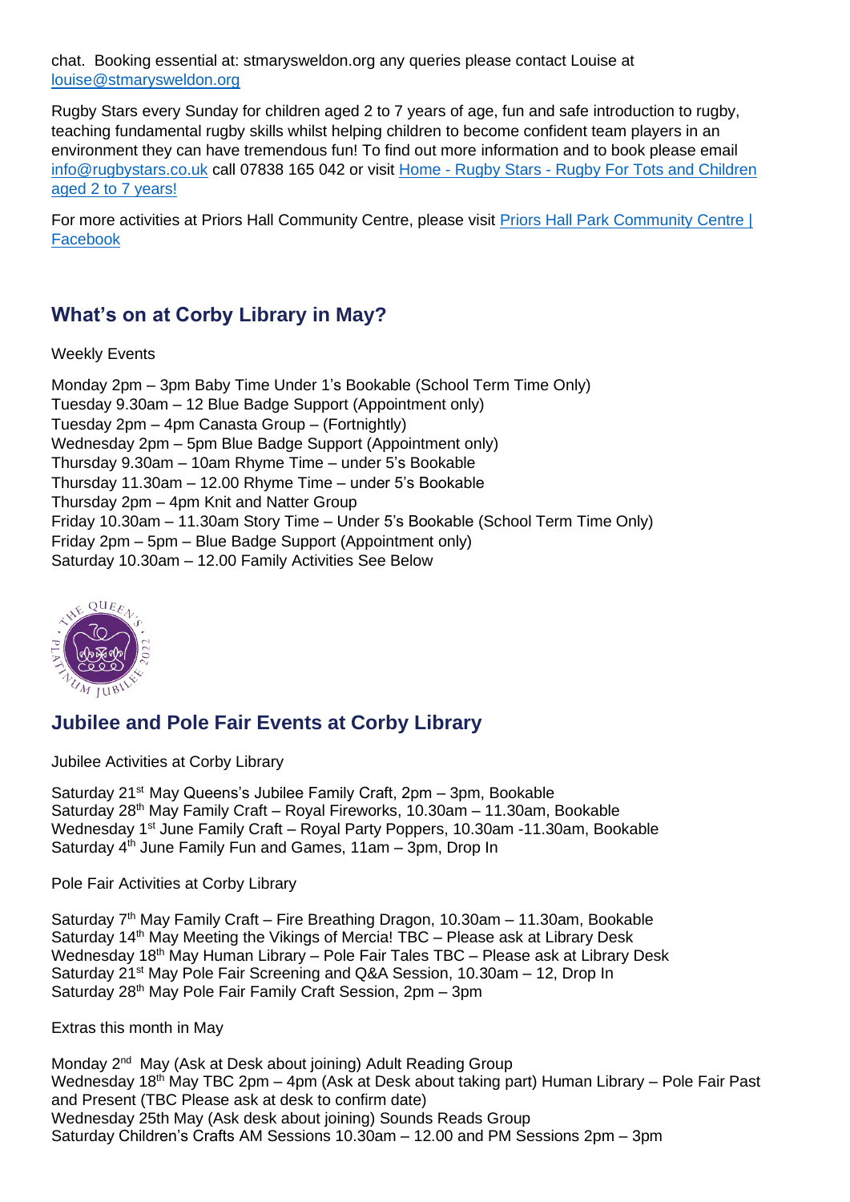chat. Booking essential at: stmarysweldon.org any queries please contact Louise at [louise@stmarysweldon.org](mailto:louise@stmarysweldon.org)

Rugby Stars every Sunday for children aged 2 to 7 years of age, fun and safe introduction to rugby, teaching fundamental rugby skills whilst helping children to become confident team players in an environment they can have tremendous fun! To find out more information and to book please email [info@rugbystars.co.uk](mailto:info@rugbystars.co.uk) call 07838 165 042 or visit [Home - Rugby Stars - Rugby For Tots and Children aged 2 to 7 years!]()

For more activities at Priors Hall Community Centre, please visit [Priors Hall Park Community Centre | Facebook]()

## What's on at Corby Library in May?

Weekly Events

Monday 2pm – 3pm Baby Time Under 1's Bookable (School Term Time Only)
Tuesday 9.30am – 12 Blue Badge Support (Appointment only)
Tuesday 2pm – 4pm Canasta Group – (Fortnightly)
Wednesday 2pm – 5pm Blue Badge Support (Appointment only)
Thursday 9.30am – 10am Rhyme Time – under 5's Bookable
Thursday 11.30am – 12.00 Rhyme Time – under 5's Bookable
Thursday 2pm – 4pm Knit and Natter Group
Friday 10.30am – 11.30am Story Time – Under 5's Bookable (School Term Time Only)
Friday 2pm – 5pm – Blue Badge Support (Appointment only)
Saturday 10.30am – 12.00 Family Activities See Below

## Jubilee and Pole Fair Events at Corby Library

Jubilee Activities at Corby Library

Saturday 21st May Queens's Jubilee Family Craft, 2pm – 3pm, Bookable
Saturday 28th May Family Craft – Royal Fireworks, 10.30am – 11.30am, Bookable
Wednesday 1st June Family Craft – Royal Party Poppers, 10.30am -11.30am, Bookable
Saturday 4th June Family Fun and Games, 11am – 3pm, Drop In

Pole Fair Activities at Corby Library

Saturday 7th May Family Craft – Fire Breathing Dragon, 10.30am – 11.30am, Bookable
Saturday 14th May Meeting the Vikings of Mercia! TBC – Please ask at Library Desk
Wednesday 18th May Human Library – Pole Fair Tales TBC – Please ask at Library Desk
Saturday 21st May Pole Fair Screening and Q&A Session, 10.30am – 12, Drop In
Saturday 28th May Pole Fair Family Craft Session, 2pm – 3pm

Extras this month in May

Monday 2nd May (Ask at Desk about joining) Adult Reading Group
Wednesday 18th May TBC 2pm – 4pm (Ask at Desk about taking part) Human Library – Pole Fair Past and Present (TBC Please ask at desk to confirm date)
Wednesday 25th May (Ask desk about joining) Sounds Reads Group
Saturday Children's Crafts AM Sessions 10.30am – 12.00 and PM Sessions 2pm – 3pm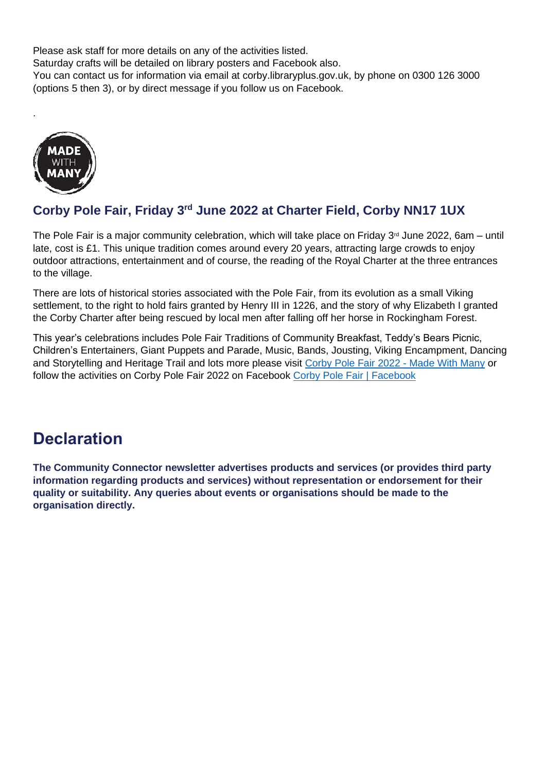Please ask staff for more details on any of the activities listed.
Saturday crafts will be detailed on library posters and Facebook also.
You can contact us for information via email at corby.libraryplus.gov.uk, by phone on 0300 126 3000 (options 5 then 3), or by direct message if you follow us on Facebook.

.

MADE WITH MANY

### Corby Pole Fair, Friday 3rd June 2022 at Charter Field, Corby NN17 1UX

The Pole Fair is a major community celebration, which will take place on Friday 3rd June 2022, 6am – until late, cost is £1. This unique tradition comes around every 20 years, attracting large crowds to enjoy outdoor attractions, entertainment and of course, the reading of the Royal Charter at the three entrances to the village.

There are lots of historical stories associated with the Pole Fair, from its evolution as a small Viking settlement, to the right to hold fairs granted by Henry III in 1226, and the story of why Elizabeth I granted the Corby Charter after being rescued by local men after falling off her horse in Rockingham Forest.

This year's celebrations includes Pole Fair Traditions of Community Breakfast, Teddy's Bears Picnic, Children's Entertainers, Giant Puppets and Parade, Music, Bands, Jousting, Viking Encampment, Dancing and Storytelling and Heritage Trail and lots more please visit Corby Pole Fair 2022 - Made With Many or follow the activities on Corby Pole Fair 2022 on Facebook Corby Pole Fair | Facebook

## Declaration

**The Community Connector newsletter advertises products and services (or provides third party information regarding products and services) without representation or endorsement for their quality or suitability. Any queries about events or organisations should be made to the organisation directly.**